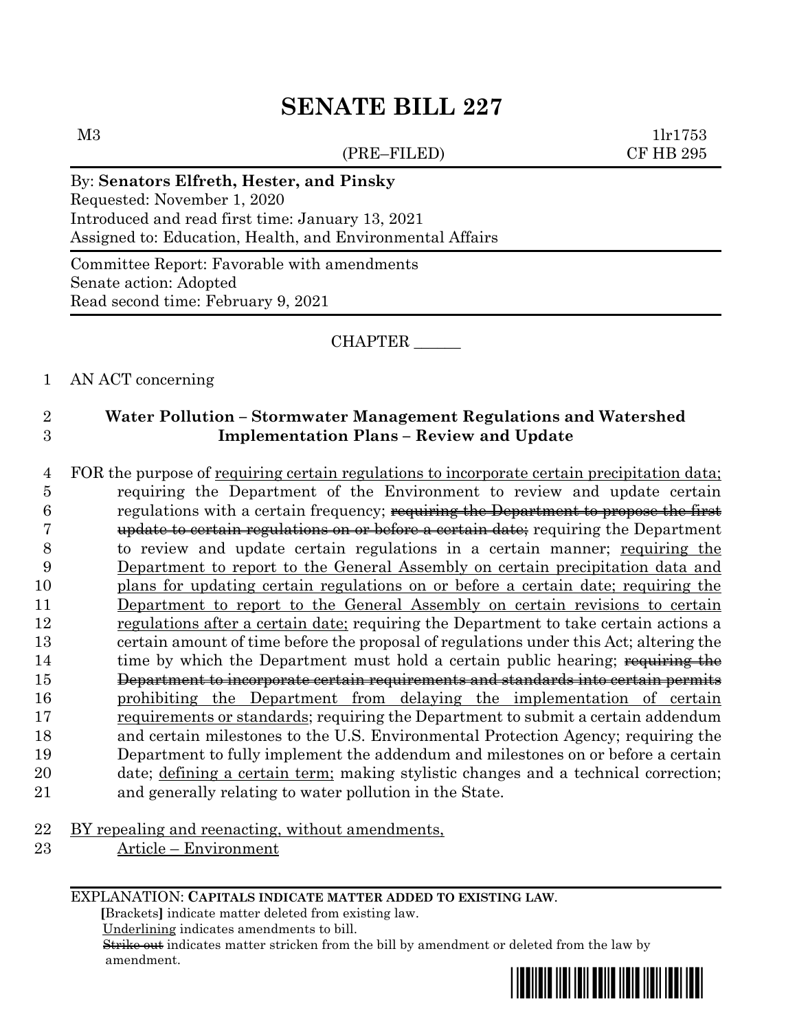# SENATE BILL 227

M3 (PRE–FILED) 1lr1753
CF HB 295

By: **Senators Elfreth, Hester, and Pinsky**
Requested: November 1, 2020
Introduced and read first time: January 13, 2021
Assigned to: Education, Health, and Environmental Affairs

Committee Report: Favorable with amendments
Senate action: Adopted
Read second time: February 9, 2021

CHAPTER ______

AN ACT concerning

**Water Pollution – Stormwater Management Regulations and Watershed Implementation Plans – Review and Update**

FOR the purpose of <u>requiring certain regulations to incorporate certain precipitation data;</u> requiring the Department of the Environment to review and update certain regulations with a certain frequency; ~~requiring the Department to propose the first update to certain regulations on or before a certain date;~~ requiring the Department to review and update certain regulations in a certain manner; <u>requiring the Department to report to the General Assembly on certain precipitation data and plans for updating certain regulations on or before a certain date; requiring the Department to report to the General Assembly on certain revisions to certain regulations after a certain date;</u> requiring the Department to take certain actions a certain amount of time before the proposal of regulations under this Act; altering the time by which the Department must hold a certain public hearing; ~~requiring the Department to incorporate certain requirements and standards into certain permits~~ <u>prohibiting the Department from delaying the implementation of certain requirements or standards</u>; requiring the Department to submit a certain addendum and certain milestones to the U.S. Environmental Protection Agency; requiring the Department to fully implement the addendum and milestones on or before a certain date; <u>defining a certain term;</u> making stylistic changes and a technical correction; and generally relating to water pollution in the State.

<u>BY repealing and reenacting, without amendments,</u>
<u>Article – Environment</u>

EXPLANATION: **CAPITALS INDICATE MATTER ADDED TO EXISTING LAW.**
**[**Brackets**]** indicate matter deleted from existing law.
<u>Underlining</u> indicates amendments to bill.
~~Strike out~~ indicates matter stricken from the bill by amendment or deleted from the law by amendment.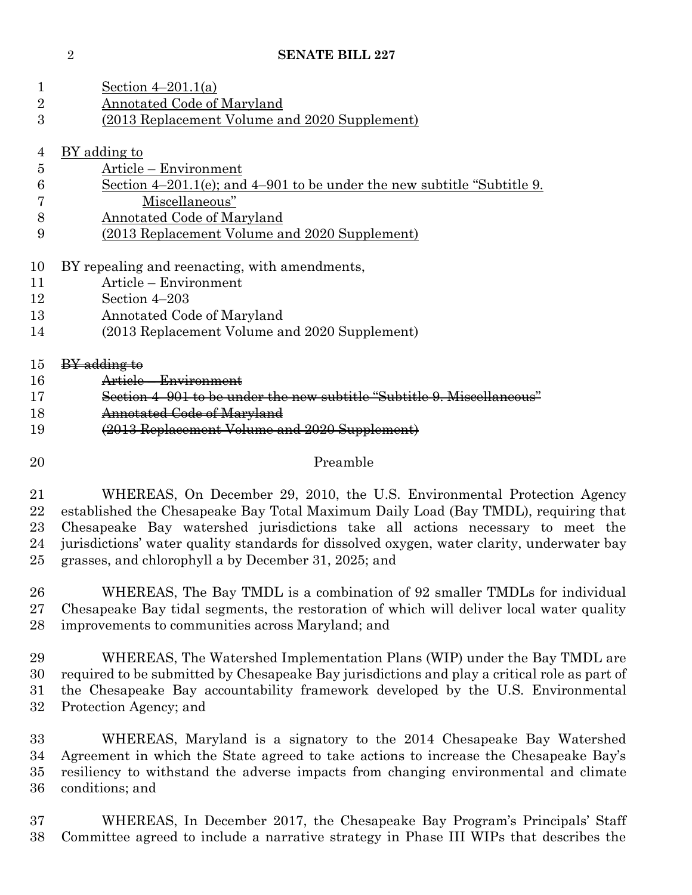Section 4–201.1(a)
Annotated Code of Maryland
(2013 Replacement Volume and 2020 Supplement)

BY adding to
Article – Environment
Section 4–201.1(e); and 4–901 to be under the new subtitle "Subtitle 9. Miscellaneous"
Annotated Code of Maryland
(2013 Replacement Volume and 2020 Supplement)

BY repealing and reenacting, with amendments,
Article – Environment
Section 4–203
Annotated Code of Maryland
(2013 Replacement Volume and 2020 Supplement)

~~BY adding to~~
~~Article – Environment~~
~~Section 4–901 to be under the new subtitle "Subtitle 9. Miscellaneous"~~
~~Annotated Code of Maryland~~
~~(2013 Replacement Volume and 2020 Supplement)~~

Preamble

WHEREAS, On December 29, 2010, the U.S. Environmental Protection Agency established the Chesapeake Bay Total Maximum Daily Load (Bay TMDL), requiring that Chesapeake Bay watershed jurisdictions take all actions necessary to meet the jurisdictions' water quality standards for dissolved oxygen, water clarity, underwater bay grasses, and chlorophyll a by December 31, 2025; and

WHEREAS, The Bay TMDL is a combination of 92 smaller TMDLs for individual Chesapeake Bay tidal segments, the restoration of which will deliver local water quality improvements to communities across Maryland; and

WHEREAS, The Watershed Implementation Plans (WIP) under the Bay TMDL are required to be submitted by Chesapeake Bay jurisdictions and play a critical role as part of the Chesapeake Bay accountability framework developed by the U.S. Environmental Protection Agency; and

WHEREAS, Maryland is a signatory to the 2014 Chesapeake Bay Watershed Agreement in which the State agreed to take actions to increase the Chesapeake Bay's resiliency to withstand the adverse impacts from changing environmental and climate conditions; and

WHEREAS, In December 2017, the Chesapeake Bay Program's Principals' Staff Committee agreed to include a narrative strategy in Phase III WIPs that describes the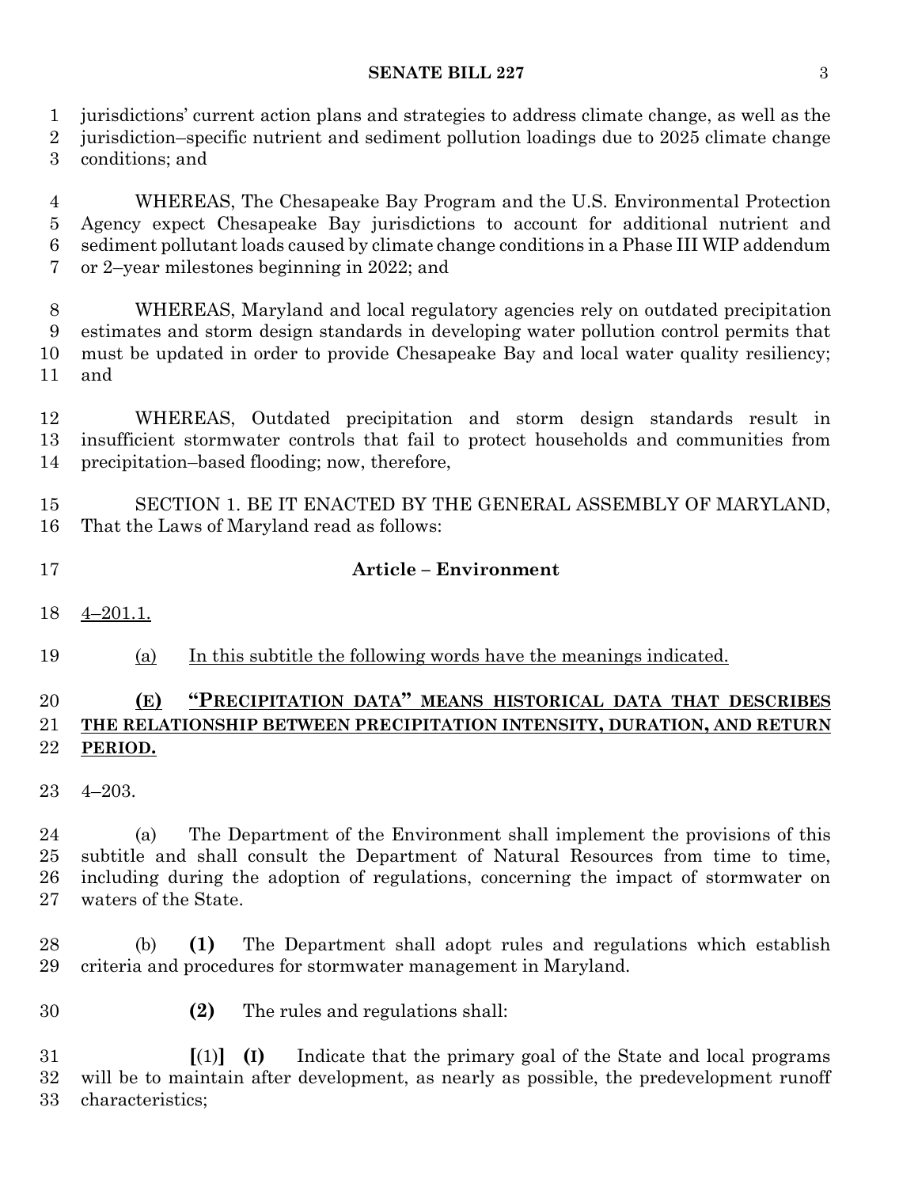jurisdictions' current action plans and strategies to address climate change, as well as the jurisdiction–specific nutrient and sediment pollution loadings due to 2025 climate change conditions; and

WHEREAS, The Chesapeake Bay Program and the U.S. Environmental Protection Agency expect Chesapeake Bay jurisdictions to account for additional nutrient and sediment pollutant loads caused by climate change conditions in a Phase III WIP addendum or 2–year milestones beginning in 2022; and

WHEREAS, Maryland and local regulatory agencies rely on outdated precipitation estimates and storm design standards in developing water pollution control permits that must be updated in order to provide Chesapeake Bay and local water quality resiliency; and

WHEREAS, Outdated precipitation and storm design standards result in insufficient stormwater controls that fail to protect households and communities from precipitation–based flooding; now, therefore,

SECTION 1. BE IT ENACTED BY THE GENERAL ASSEMBLY OF MARYLAND, That the Laws of Maryland read as follows:

**Article – Environment**

4–201.1.

(a) In this subtitle the following words have the meanings indicated.

**(E) "PRECIPITATION DATA" MEANS HISTORICAL DATA THAT DESCRIBES THE RELATIONSHIP BETWEEN PRECIPITATION INTENSITY, DURATION, AND RETURN PERIOD.**

4–203.

(a) The Department of the Environment shall implement the provisions of this subtitle and shall consult the Department of Natural Resources from time to time, including during the adoption of regulations, concerning the impact of stormwater on waters of the State.

(b) **(1)** The Department shall adopt rules and regulations which establish criteria and procedures for stormwater management in Maryland.

**(2)** The rules and regulations shall:

**[**(1)**]** **(I)** Indicate that the primary goal of the State and local programs will be to maintain after development, as nearly as possible, the predevelopment runoff characteristics;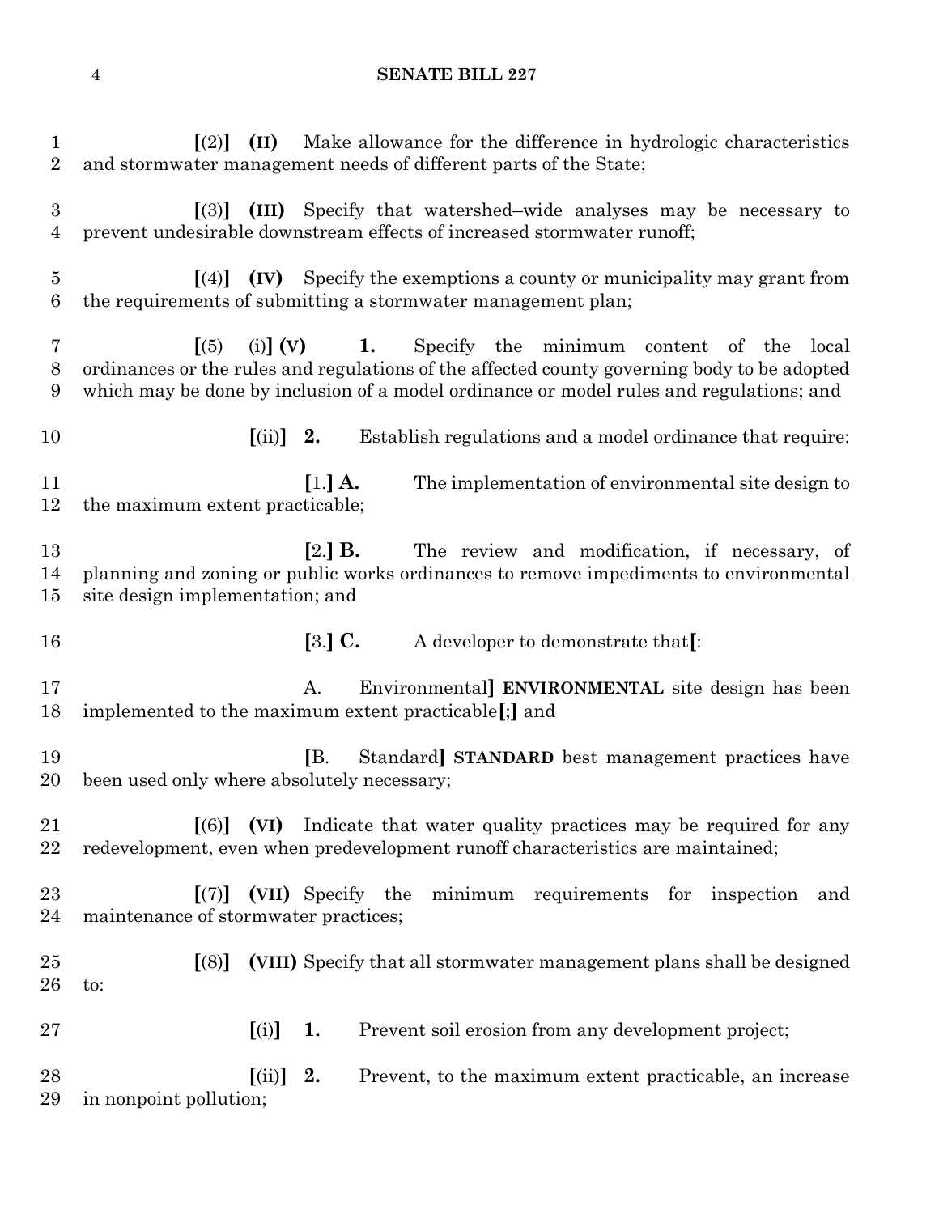**[**(2)**]** **(II)** Make allowance for the difference in hydrologic characteristics and stormwater management needs of different parts of the State;

**[**(3)**]** **(III)** Specify that watershed–wide analyses may be necessary to prevent undesirable downstream effects of increased stormwater runoff;

**[**(4)**]** **(IV)** Specify the exemptions a county or municipality may grant from the requirements of submitting a stormwater management plan;

**[**(5) (i)**] (V)** **1.** Specify the minimum content of the local ordinances or the rules and regulations of the affected county governing body to be adopted which may be done by inclusion of a model ordinance or model rules and regulations; and

**[**(ii)**]** **2.** Establish regulations and a model ordinance that require:

**[**1.**] A.** The implementation of environmental site design to the maximum extent practicable;

**[**2.**] B.** The review and modification, if necessary, of planning and zoning or public works ordinances to remove impediments to environmental site design implementation; and

**[**3.**] C.** A developer to demonstrate that**[**:

A. Environmental**]** **ENVIRONMENTAL** site design has been implemented to the maximum extent practicable**[**;**]** and

**[**B. Standard**]** **STANDARD** best management practices have been used only where absolutely necessary;

**[**(6)**]** **(VI)** Indicate that water quality practices may be required for any redevelopment, even when predevelopment runoff characteristics are maintained;

**[**(7)**]** **(VII)** Specify the minimum requirements for inspection and maintenance of stormwater practices;

**[**(8)**]** **(VIII)** Specify that all stormwater management plans shall be designed to:

**[**(i)**]** **1.** Prevent soil erosion from any development project;

**[**(ii)**]** **2.** Prevent, to the maximum extent practicable, an increase in nonpoint pollution;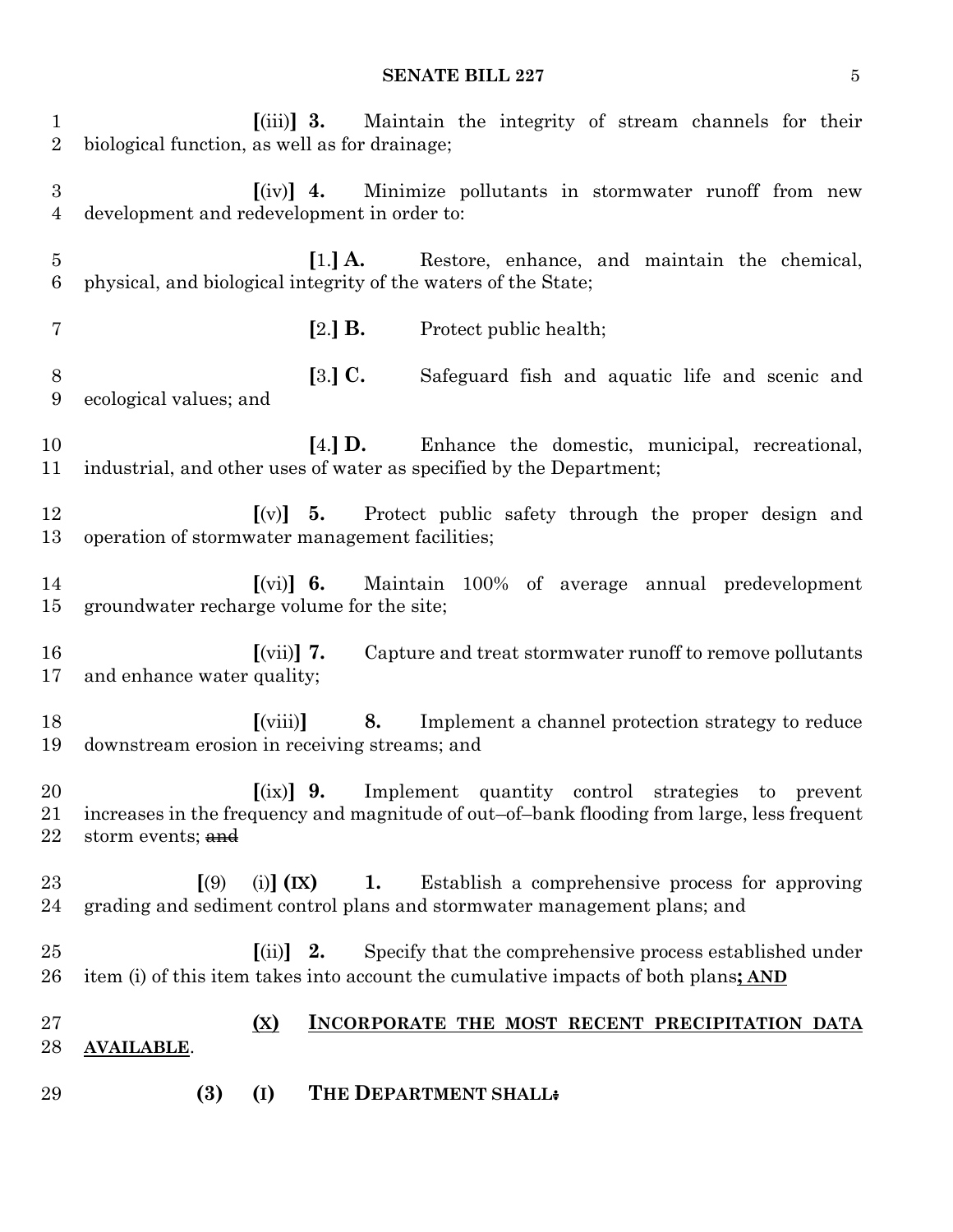[(iii)] **3.** Maintain the integrity of stream channels for their biological function, as well as for drainage;

[(iv)] **4.** Minimize pollutants in stormwater runoff from new development and redevelopment in order to:

[1.] **A.** Restore, enhance, and maintain the chemical, physical, and biological integrity of the waters of the State;

[2.] **B.** Protect public health;

[3.] **C.** Safeguard fish and aquatic life and scenic and ecological values; and

[4.] **D.** Enhance the domestic, municipal, recreational, industrial, and other uses of water as specified by the Department;

[(v)] **5.** Protect public safety through the proper design and operation of stormwater management facilities;

[(vi)] **6.** Maintain 100% of average annual predevelopment groundwater recharge volume for the site;

[(vii)] **7.** Capture and treat stormwater runoff to remove pollutants and enhance water quality;

[(viii)] **8.** Implement a channel protection strategy to reduce downstream erosion in receiving streams; and

[(ix)] **9.** Implement quantity control strategies to prevent increases in the frequency and magnitude of out–of–bank flooding from large, less frequent storm events; ~~and~~

[(9) (i)] **(IX)** **1.** Establish a comprehensive process for approving grading and sediment control plans and stormwater management plans; and

[(ii)] **2.** Specify that the comprehensive process established under item (i) of this item takes into account the cumulative impacts of both plans**; AND**

**(X)** **INCORPORATE THE MOST RECENT PRECIPITATION DATA AVAILABLE**.

**(3)** **(I)** **THE DEPARTMENT SHALL**~~:~~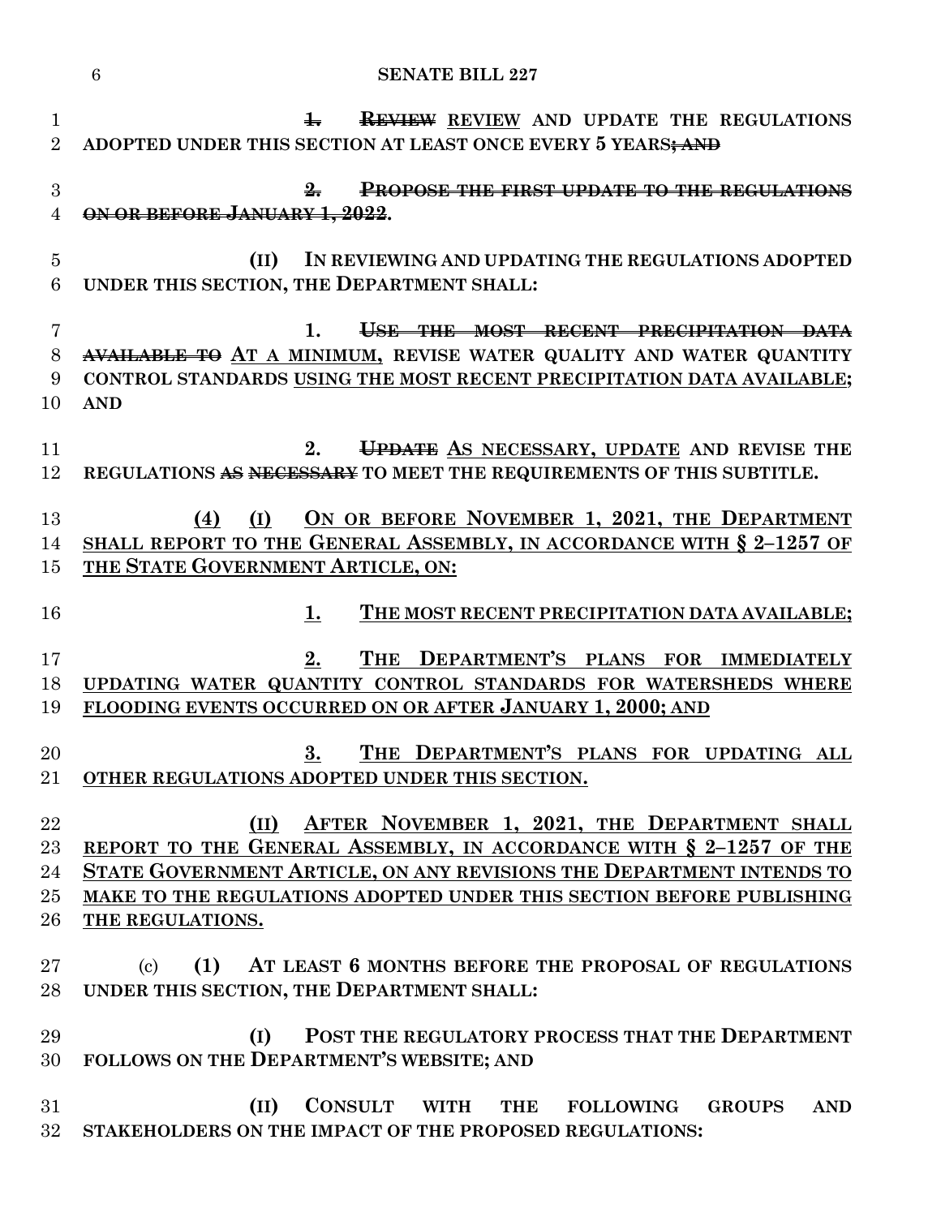1. ~~REVIEW~~ REVIEW AND UPDATE THE REGULATIONS ADOPTED UNDER THIS SECTION AT LEAST ONCE EVERY 5 YEARS~~; AND~~

~~2. PROPOSE THE FIRST UPDATE TO THE REGULATIONS ON OR BEFORE JANUARY 1, 2022~~.

**(II) IN REVIEWING AND UPDATING THE REGULATIONS ADOPTED UNDER THIS SECTION, THE DEPARTMENT SHALL:**

**1. ~~USE THE MOST RECENT PRECIPITATION DATA AVAILABLE TO~~ AT A MINIMUM, REVISE WATER QUALITY AND WATER QUANTITY CONTROL STANDARDS USING THE MOST RECENT PRECIPITATION DATA AVAILABLE; AND**

**2. ~~UPDATE~~ AS NECESSARY, UPDATE AND REVISE THE REGULATIONS ~~AS NECESSARY~~ TO MEET THE REQUIREMENTS OF THIS SUBTITLE.**

**(4) (I) ON OR BEFORE NOVEMBER 1, 2021, THE DEPARTMENT SHALL REPORT TO THE GENERAL ASSEMBLY, IN ACCORDANCE WITH § 2–1257 OF THE STATE GOVERNMENT ARTICLE, ON:**

**1. THE MOST RECENT PRECIPITATION DATA AVAILABLE;**

**2. THE DEPARTMENT'S PLANS FOR IMMEDIATELY UPDATING WATER QUANTITY CONTROL STANDARDS FOR WATERSHEDS WHERE FLOODING EVENTS OCCURRED ON OR AFTER JANUARY 1, 2000; AND**

**3. THE DEPARTMENT'S PLANS FOR UPDATING ALL OTHER REGULATIONS ADOPTED UNDER THIS SECTION.**

**(II) AFTER NOVEMBER 1, 2021, THE DEPARTMENT SHALL REPORT TO THE GENERAL ASSEMBLY, IN ACCORDANCE WITH § 2–1257 OF THE STATE GOVERNMENT ARTICLE, ON ANY REVISIONS THE DEPARTMENT INTENDS TO MAKE TO THE REGULATIONS ADOPTED UNDER THIS SECTION BEFORE PUBLISHING THE REGULATIONS.**

(c) **(1) AT LEAST 6 MONTHS BEFORE THE PROPOSAL OF REGULATIONS UNDER THIS SECTION, THE DEPARTMENT SHALL:**

**(I) POST THE REGULATORY PROCESS THAT THE DEPARTMENT FOLLOWS ON THE DEPARTMENT'S WEBSITE; AND**

**(II) CONSULT WITH THE FOLLOWING GROUPS AND STAKEHOLDERS ON THE IMPACT OF THE PROPOSED REGULATIONS:**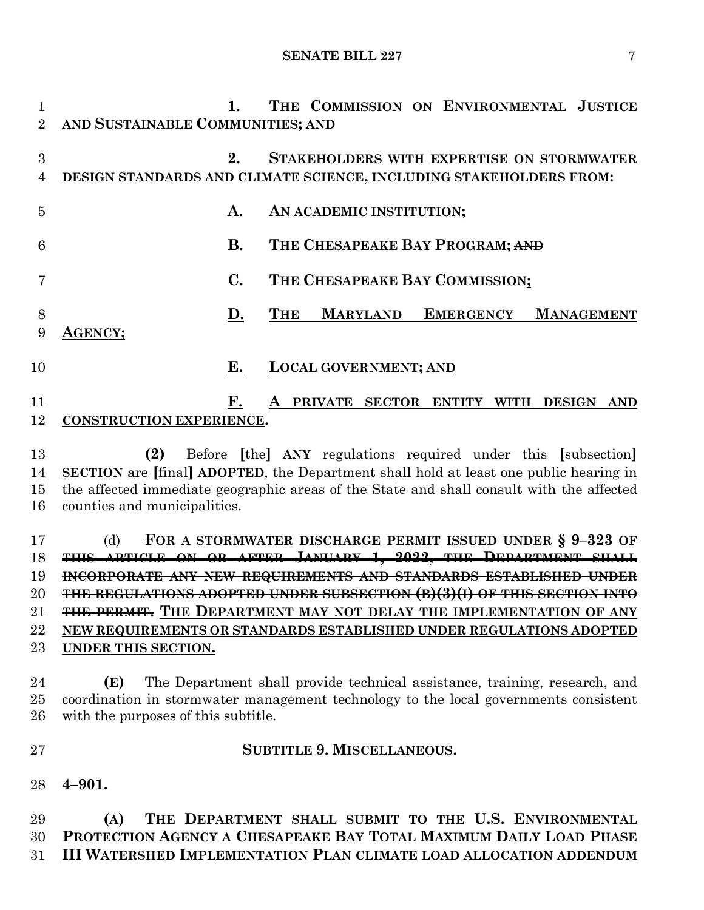1. **THE COMMISSION ON ENVIRONMENTAL JUSTICE AND SUSTAINABLE COMMUNITIES; AND**

2. **STAKEHOLDERS WITH EXPERTISE ON STORMWATER DESIGN STANDARDS AND CLIMATE SCIENCE, INCLUDING STAKEHOLDERS FROM:**

A. **AN ACADEMIC INSTITUTION;**

B. **THE CHESAPEAKE BAY PROGRAM;** ~~**AND**~~

C. **THE CHESAPEAKE BAY COMMISSION;**

D. **THE MARYLAND EMERGENCY MANAGEMENT AGENCY;**

E. **LOCAL GOVERNMENT; AND**

F. **A PRIVATE SECTOR ENTITY WITH DESIGN AND CONSTRUCTION EXPERIENCE.**

**(2)** Before [the] **ANY** regulations required under this [subsection] **SECTION** are [final] **ADOPTED**, the Department shall hold at least one public hearing in the affected immediate geographic areas of the State and shall consult with the affected counties and municipalities.

(d) ~~**FOR A STORMWATER DISCHARGE PERMIT ISSUED UNDER § 9–323 OF THIS ARTICLE ON OR AFTER JANUARY 1, 2022, THE DEPARTMENT SHALL INCORPORATE ANY NEW REQUIREMENTS AND STANDARDS ESTABLISHED UNDER THE REGULATIONS ADOPTED UNDER SUBSECTION (B)(3)(I) OF THIS SECTION INTO THE PERMIT.**~~ **THE DEPARTMENT MAY NOT DELAY THE IMPLEMENTATION OF ANY NEW REQUIREMENTS OR STANDARDS ESTABLISHED UNDER REGULATIONS ADOPTED UNDER THIS SECTION.**

**(E)** The Department shall provide technical assistance, training, research, and coordination in stormwater management technology to the local governments consistent with the purposes of this subtitle.

## SUBTITLE 9. MISCELLANEOUS.

**4–901.**

**(A) THE DEPARTMENT SHALL SUBMIT TO THE U.S. ENVIRONMENTAL PROTECTION AGENCY A CHESAPEAKE BAY TOTAL MAXIMUM DAILY LOAD PHASE III WATERSHED IMPLEMENTATION PLAN CLIMATE LOAD ALLOCATION ADDENDUM**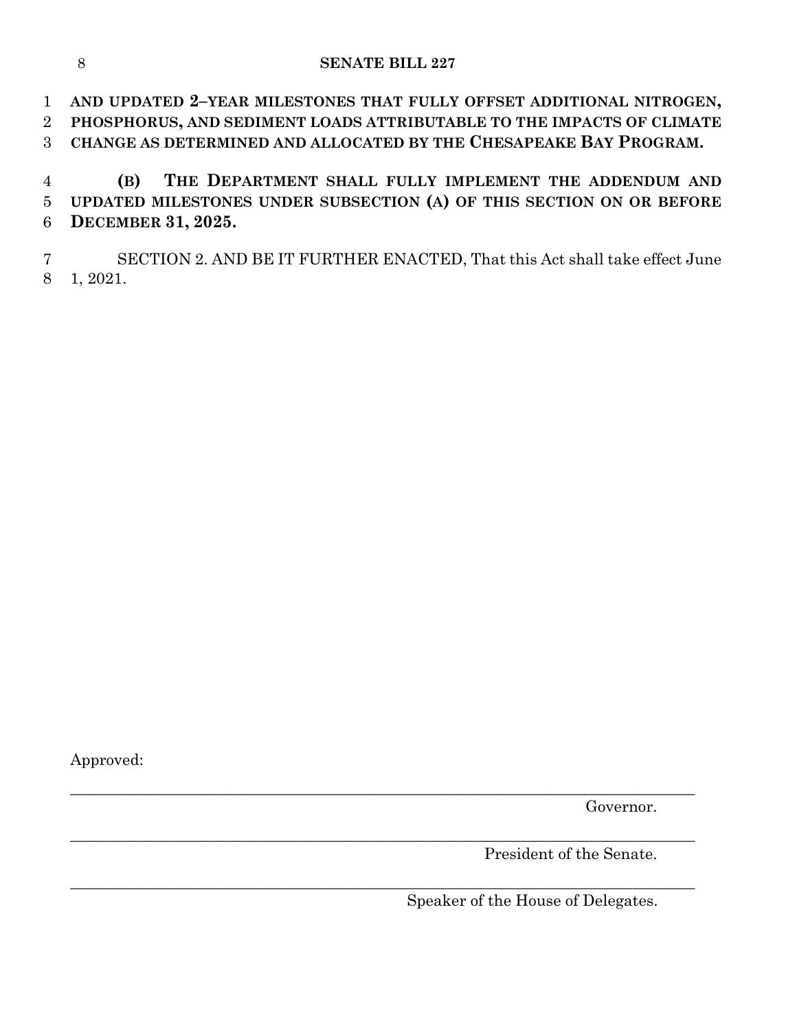**AND UPDATED 2–YEAR MILESTONES THAT FULLY OFFSET ADDITIONAL NITROGEN, PHOSPHORUS, AND SEDIMENT LOADS ATTRIBUTABLE TO THE IMPACTS OF CLIMATE CHANGE AS DETERMINED AND ALLOCATED BY THE CHESAPEAKE BAY PROGRAM.**

**(B) THE DEPARTMENT SHALL FULLY IMPLEMENT THE ADDENDUM AND UPDATED MILESTONES UNDER SUBSECTION (A) OF THIS SECTION ON OR BEFORE DECEMBER 31, 2025.**

SECTION 2. AND BE IT FURTHER ENACTED, That this Act shall take effect June 1, 2021.

Approved:

\_\_\_\_\_\_\_\_\_\_\_\_\_\_\_\_\_\_\_\_\_\_\_\_\_\_\_\_\_\_\_\_\_\_\_\_\_\_\_\_\_\_\_\_

Governor.

\_\_\_\_\_\_\_\_\_\_\_\_\_\_\_\_\_\_\_\_\_\_\_\_\_\_\_\_\_\_\_\_\_\_\_\_\_\_\_\_\_\_\_\_

President of the Senate.

\_\_\_\_\_\_\_\_\_\_\_\_\_\_\_\_\_\_\_\_\_\_\_\_\_\_\_\_\_\_\_\_\_\_\_\_\_\_\_\_\_\_\_\_

Speaker of the House of Delegates.